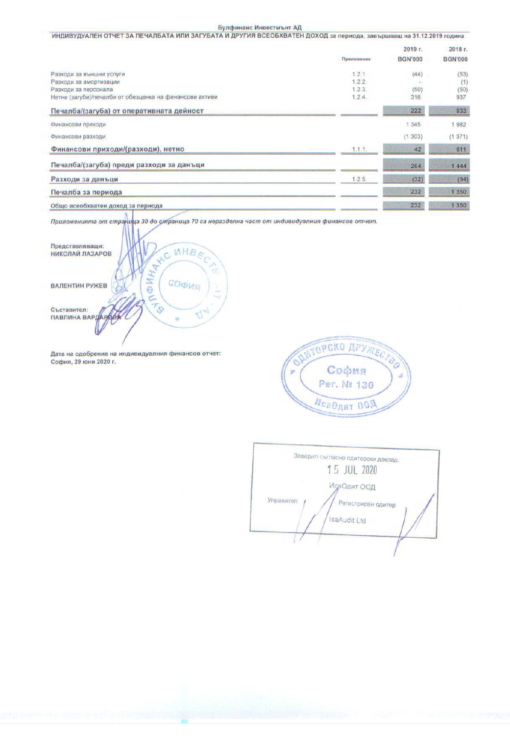Булфинанс Инвестмънт АД

**ИНДИВИДУАЛЕН ОТЧЕТ ЗА ПЕЧАЛБАТА ИЛИ ЗАГУБАТА И ДРУГИЯ ВСЕОБХВАТЕН ДОХОД за периода, завършващ на 31.12.2019 година**

| | Приложение | 2019 г. BGN'000 | 2018 г. BGN'000 |
|---|---|---|---|
| Разходи за външни услуги | 1.2.1. | (44) | (53) |
| Разходи за амортизации | 1.2.2. | - | (1) |
| Разходи за персонала | 1.2.3. | (50) | (50) |
| Нетни (загуби)/печалби от обезценка на финансови активи | 1.2.4. | 316 | 937 |
| **Печалба/(загуба) от оперативната дейност** | | **222** | **833** |
| Финансови приходи | | 1 345 | 1 982 |
| Финансови разходи | | (1 303) | (1 371) |
| **Финансови приходи/(разходи), нетно** | 1.1.1. | **42** | **611** |
| **Печалба/(загуба) преди разходи за данъци** | | **264** | **1 444** |
| **Разходи за данъци** | 1.2.5. | **(32)** | **(94)** |
| **Печалба за периода** | | **232** | **1 350** |
| **Общо всеобхватен доход за периода** | | **232** | **1 350** |

*Приложенията от страница 30 до страница 70 са неразделна част от индивидуалния финансов отчет.*

Представляващи:
**НИКОЛАЙ ЛАЗАРОВ**

**ВАЛЕНТИН РУЖЕВ**

Съставител:
**ПАВЛИНА ВАРДАРОВА**

Дата на одобрение на индивидуалния финансов отчет:
София, 29 юни 2020 г.

Заверил съгласно одиторски доклад
15 JUL 2020
ИсаОдит ООД
Управител
Регистриран одитор
IsaAudit Ltd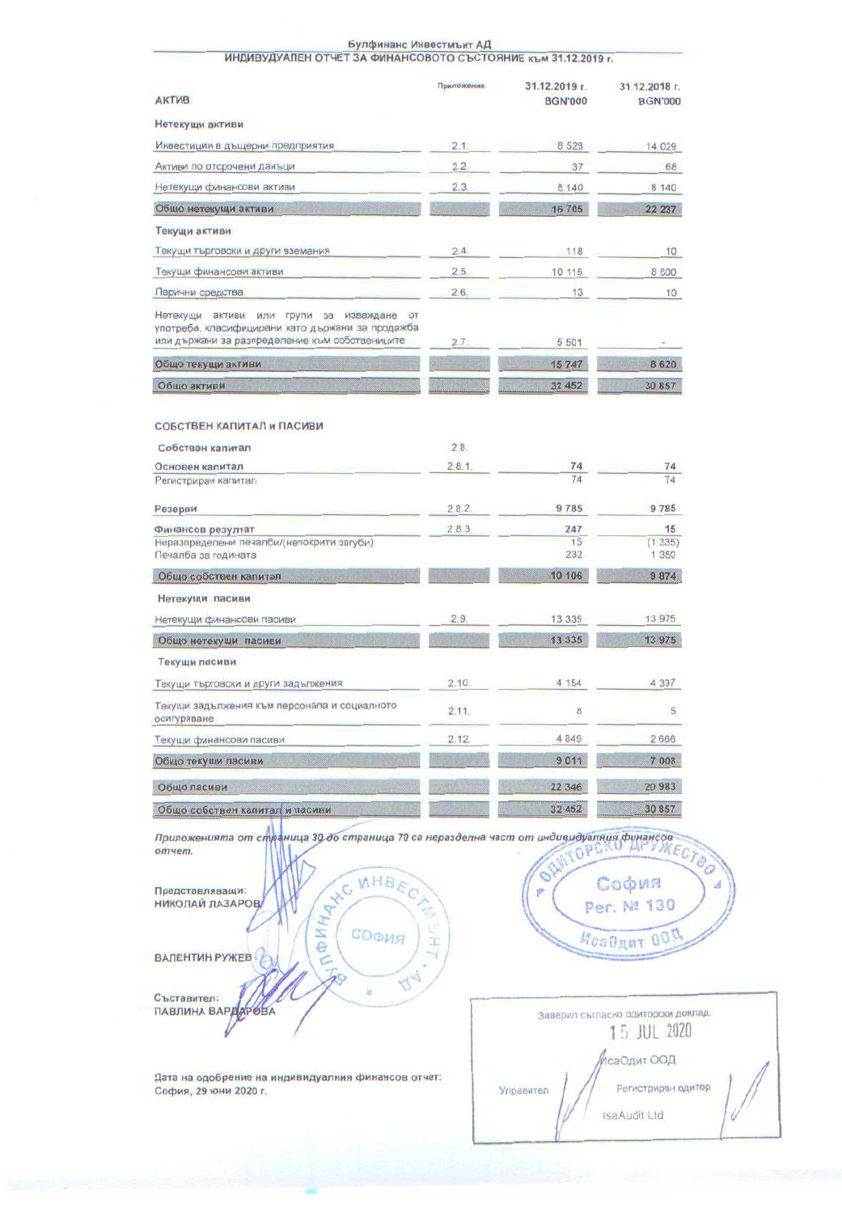Булфинанс Инвестмънт АД

# ИНДИВИДУАЛЕН ОТЧЕТ ЗА ФИНАНСОВОТО СЪСТОЯНИЕ към 31.12.2019 г.

| АКТИВ | Приложение | 31.12.2019 г. BGN'000 | 31.12.2018 г. BGN'000 |
|---|---|---|---|
| **Нетекущи активи** | | | |
| Инвестиции в дъщерни предприятия | 2.1. | 8 528 | 14 029 |
| Активи по отсрочени данъци | 2.2. | 37 | 68 |
| Нетекущи финансови активи | 2.3. | 8 140 | 8 140 |
| **Общо нетекущи активи** | | 16 705 | 22 237 |
| **Текущи активи** | | | |
| Текущи търговски и други вземания | 2.4. | 118 | 10 |
| Текущи финансови активи | 2.5. | 10 115 | 8 600 |
| Парични средства | 2.6. | 13 | 10 |
| Нетекущи активи или групи за извеждане от употреба, класифицирани като държани за продажба или държани за разпределение към собствениците | 2.7. | 5 501 | - |
| **Общо текущи активи** | | 15 747 | 8 620 |
| **Общо активи** | | 32 452 | 30 857 |

| СОБСТВЕН КАПИТАЛ и ПАСИВИ | Приложение | 31.12.2019 г. BGN'000 | 31.12.2018 г. BGN'000 |
|---|---|---|---|
| **Собствен капитал** | 2.8. | | |
| **Основен капитал** | 2.8.1. | **74** | **74** |
| Регистриран капитал | | 74 | 74 |
| **Резерви** | 2.8.2. | **9 785** | **9 785** |
| **Финансов резултат** | 2.8.3. | **247** | **15** |
| Неразпределени печалби/(непокрити загуби) | | 15 | (1 335) |
| Печалба за годината | | 232 | 1 350 |
| **Общо собствен капитал** | | 10 106 | 9 874 |
| **Нетекущи пасиви** | | | |
| Нетекущи финансови пасиви | 2.9. | 13 335 | 13 975 |
| **Общо нетекущи пасиви** | | 13 335 | 13 975 |
| **Текущи пасиви** | | | |
| Текущи търговски и други задължения | 2.10. | 4 154 | 4 337 |
| Текущи задължения към персонала и социалното осигуряване | 2.11. | 8 | 5 |
| Текущи финансови пасиви | 2.12. | 4 849 | 2 666 |
| **Общо текущи пасиви** | | 9 011 | 7 008 |
| **Общо пасиви** | | 22 346 | 20 983 |
| **Общо собствен капитал и пасиви** | | 32 452 | 30 857 |

*Приложенията от страница 30 до страница 70 са неразделна част от индивидуалния финансов отчет.*

Представляващи:
НИКОЛАЙ ЛАЗАРОВ

ВАЛЕНТИН РУЖЕВ

Съставител:
ПАВЛИНА ВАРДАРОВА

Дата на одобрение на индивидуалния финансов отчет:
София, 29 юни 2020 г.

Заверил съгласно одиторски доклад.
15 JUL 2020
ИсаОдит ООД
Управител — Регистриран одитор
IsaAudit Ltd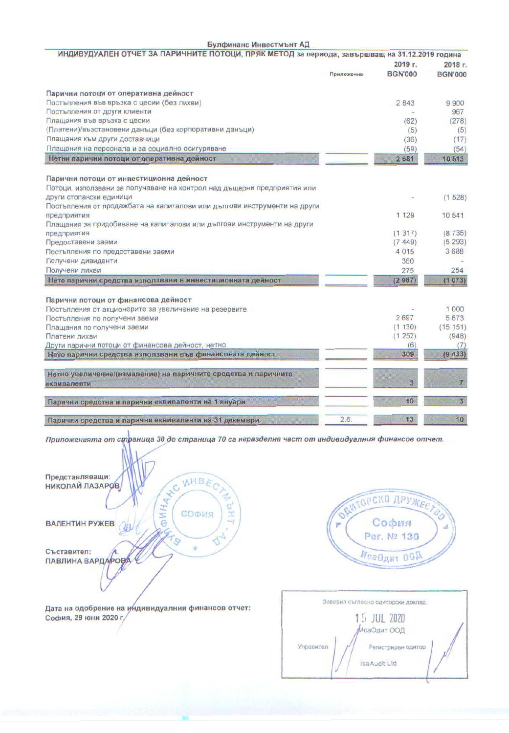**Булфинанс Инвестмънт АД**

## ИНДИВУДУАЛЕН ОТЧЕТ ЗА ПАРИЧНИТЕ ПОТОЦИ, ПРЯК МЕТОД за периода, завършващ на 31.12.2019 година

| | Приложение | 2019 г. BGN'000 | 2018 г. BGN'000 |
|---|---|---|---|
| **Парични потоци от оперативна дейност** | | | |
| Постъпления във връзка с цесии (без лихви) | | 2 843 | 9 900 |
| Постъпления от други клиенти | | - | 967 |
| Плащания във връзка с цесии | | (62) | (278) |
| (Платени)/възстановени данъци (без корпоративни данъци) | | (5) | (5) |
| Плащания към други доставчици | | (36) | (17) |
| Плащания на персонала и за социално осигуряване | | (59) | (54) |
| **Нетни парични потоци от оперативна дейност** | | **2 681** | **10 513** |
| **Парични потоци от инвестиционна дейност** | | | |
| Потоци, използвани за получаване на контрол над дъщерни предприятия или други стопански единици | | - | (1 528) |
| Постъпления от продажбата на капиталови или дългови инструменти на други предприятия | | 1 129 | 10 541 |
| Плащания за придобиване на капиталови или дългови инструменти на други предприятия | | (1 317) | (8 735) |
| Предоставени заеми | | (7 449) | (5 293) |
| Постъпления по предоставени заеми | | 4 015 | 3 688 |
| Получени дивиденти | | 360 | - |
| Получени лихви | | 275 | 254 |
| **Нето парични средства използвани в инвестиционната дейност** | | **(2 987)** | **(1 073)** |
| **Парични потоци от финансова дейност** | | | |
| Постъпления от акционерите за увеличение на резервите | | - | 1 000 |
| Постъпления по получени заеми | | 2 697 | 5 673 |
| Плащания по получени заеми | | (1 130) | (15 151) |
| Платени лихви | | (1 252) | (948) |
| Други парични потоци от финансова дейност, нетно | | (6) | (7) |
| **Нето парични средства използвани във финансовата дейност** | | **309** | **(9 433)** |
| **Нетно увеличение/(намаление) на паричните средства и паричните еквиваленти** | | **3** | **7** |
| **Парични средства и парични еквиваленти на 1 януари** | | **10** | **3** |
| **Парични средства и парични еквиваленти на 31 декември** | 2.6. | **13** | **10** |

***Приложенията от страница 30 до страница 70 са неразделна част от индивидуалния финансов отчет.***

**Представляващи:**
**НИКОЛАЙ ЛАЗАРОВ**

**ВАЛЕНТИН РУЖЕВ**

**Съставител:**
**ПАВЛИНА ВАРДАРОВА**

**Дата на одобрение на индивидуалния финансов отчет:**
**София, 29 юни 2020 г.**

Заверил съгласно одиторски доклад.
15 JUL 2020
ИсаОдит ООД
Управител
Регистриран одитор
IsaAudit Ltd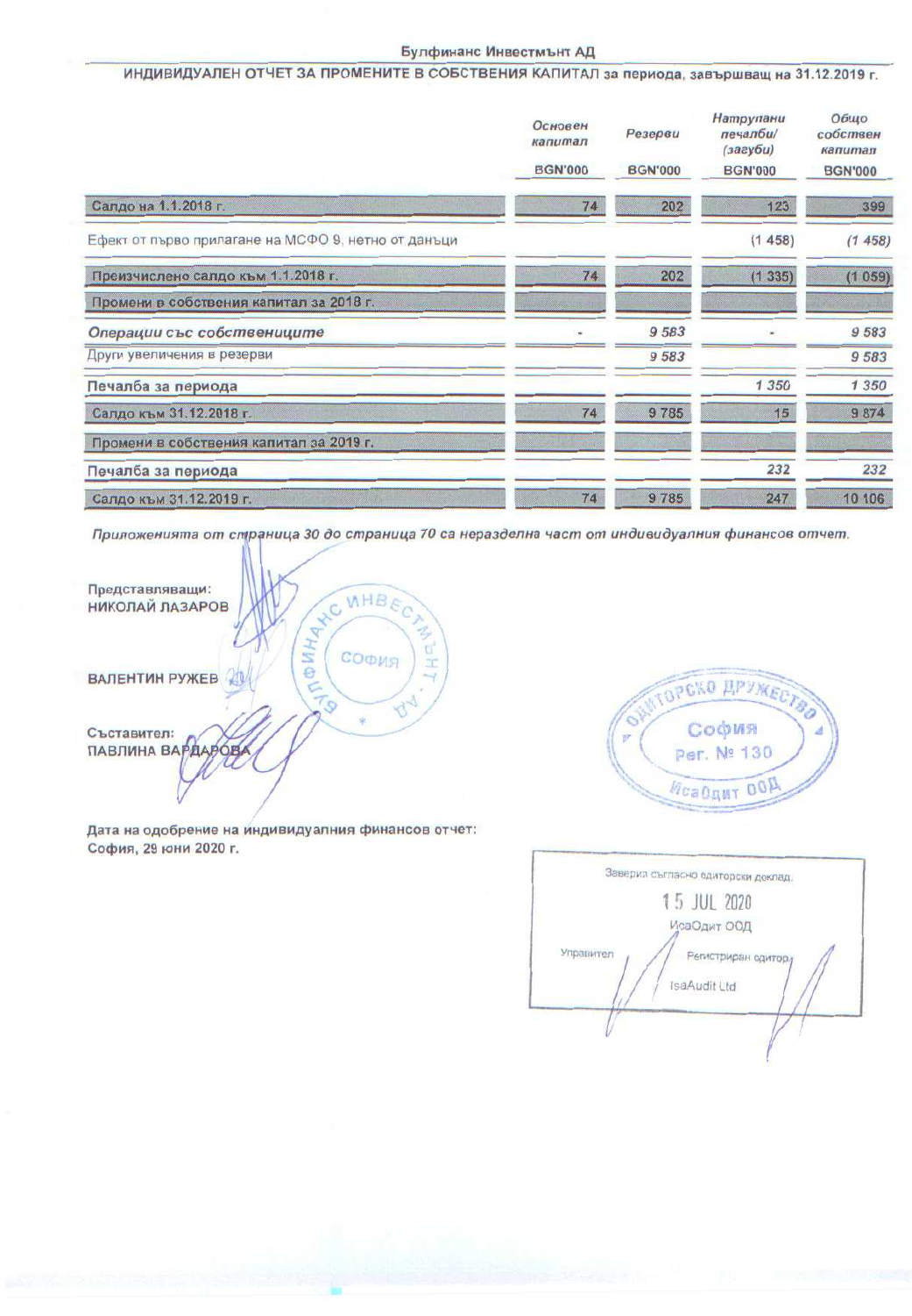Булфинанс Инвестмънт АД

## ИНДИВИДУАЛЕН ОТЧЕТ ЗА ПРОМЕНИТЕ В СОБСТВЕНИЯ КАПИТАЛ за периода, завършващ на 31.12.2019 г.

| | *Основен капитал* | *Резерви* | *Натрупани печалби/ (загуби)* | *Общо собствен капитал* |
|---|---|---|---|---|
| | **BGN'000** | **BGN'000** | **BGN'000** | **BGN'000** |
| **Салдо на 1.1.2018 г.** | 74 | 202 | 123 | 399 |
| Ефект от първо прилагане на МСФО 9, нетно от данъци | | | (1 458) | *(1 458)* |
| **Преизчислено салдо към 1.1.2018 г.** | 74 | 202 | (1 335) | (1 059) |
| **Промени в собствения капитал за 2018 г.** | | | | |
| ***Операции със собствениците*** | - | *9 583* | - | *9 583* |
| Други увеличения в резерви | | *9 583* | | *9 583* |
| **Печалба за периода** | | | *1 350* | *1 350* |
| **Салдо към 31.12.2018 г.** | 74 | 9 785 | 15 | 9 874 |
| **Промени в собствения капитал за 2019 г.** | | | | |
| **Печалба за периода** | | | *232* | *232* |
| **Салдо към 31.12.2019 г.** | 74 | 9 785 | 247 | 10 106 |

*Приложенията от страница 30 до страница 70 са неразделна част от индивидуалния финансов отчет.*

**Представляващи:**
**НИКОЛАЙ ЛАЗАРОВ**

**ВАЛЕНТИН РУЖЕВ**

**Съставител:**
**ПАВЛИНА ВАРДАРОВА**

**Дата на одобрение на индивидуалния финансов отчет:**
**София, 29 юни 2020 г.**

Булфинанс Инвестмънт АД София

Одиторско дружество София Рег. № 130 ИсаОдит ООД

Заверил съгласно одиторски доклад:
15 JUL 2020
ИсаОдит ООД
Управител
Регистриран одитор
IsaAudit Ltd